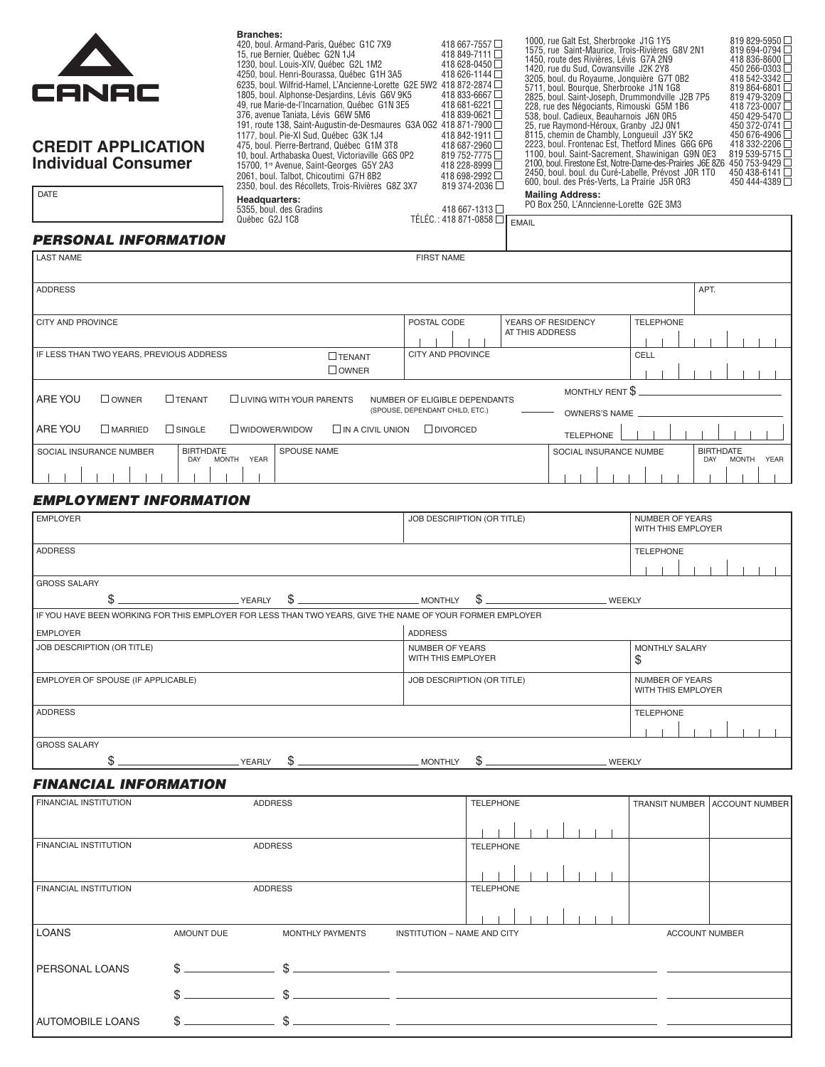CANAC

# CREDIT APPLICATION
## Individual Consumer

DATE

**Branches:**

| Address | Telephone |
|---|---|
| 420, boul. Armand-Paris, Québec G1C 7X9 | 418 667-7557 ☐ |
| 15, rue Bernier, Québec G2N 1J4 | 418 849-7111 ☐ |
| 1230, boul. Louis-XIV, Québec G2L 1M2 | 418 628-0450 ☐ |
| 4250, boul. Henri-Bourassa, Québec G1H 3A5 | 418 626-1144 ☐ |
| 6235, boul. Wilfrid-Hamel, L'Ancienne-Lorette G2E 5W2 | 418 872-2874 ☐ |
| 1805, boul. Alphonse-Desjardins, Lévis G6V 9K5 | 418 833-6667 ☐ |
| 49, rue Marie-de-l'Incarnation, Québec G1N 3E5 | 418 681-6221 ☐ |
| 376, avenue Taniata, Lévis G6W 5M6 | 418 839-0621 ☐ |
| 191, route 138, Saint-Augustin-de-Desmaures G3A 0G2 | 418 871-7900 ☐ |
| 1177, boul. Pie-XI Sud, Québec G3K 1J4 | 418 842-1911 ☐ |
| 475, boul. Pierre-Bertrand, Québec G1M 3T8 | 418 687-2960 ☐ |
| 10, boul. Arthabaska Ouest, Victoriaville G6S 0P2 | 819 752-7775 ☐ |
| 15700, 1re Avenue, Saint-Georges G5Y 2A3 | 418 228-8999 ☐ |
| 2061, boul. Talbot, Chicoutimi G7H 8B2 | 418 698-2992 ☐ |
| 2350, boul. des Récollets, Trois-Rivières G8Z 3X7 | 819 374-2036 ☐ |
| 1000, rue Galt Est, Sherbrooke J1G 1Y5 | 819 829-5950 ☐ |
| 1575, rue Saint-Maurice, Trois-Rivières G8Y 2N1 | 819 694-0794 ☐ |
| 1450, route des Rivières, Lévis G7A 2N9 | 418 836-8600 ☐ |
| 1420, rue du Sud, Cowansville J2K 2Y8 | 450 266-0303 ☐ |
| 3205, boul. du Royaume, Jonquière G7T 0B2 | 418 542-3342 ☐ |
| 5711, boul. Bourque, Sherbrooke J1N 1G8 | 819 864-6801 ☐ |
| 2825, boul. Saint-Joseph, Drummondville J2B 7P5 | 819 479-3209 ☐ |
| 228, rue des Négociants, Rimouski G5M 1B6 | 418 723-0007 ☐ |
| 538, boul. Cadieux, Beauharnois J6N 0R5 | 450 429-5470 ☐ |
| 25, rue Raymond-Héroux, Granby J2J 0N1 | 450 372-0741 ☐ |
| 8115, chemin de Chambly, Longueuil J3Y 5K2 | 450 676-4906 ☐ |
| 2223, boul. Frontenac Est, Thetford Mines G6G 6P6 | 418 332-2206 ☐ |
| 1100, boul. Saint-Sacrement, Shawinigan G9N 0E3 | 819 539-5715 ☐ |
| 2100, boul. Firestone Est, Notre-Dame-des-Prairies J6E 8Z6 | 450 753-9429 ☐ |
| 2450, boul. boul. du Curé-Labelle, Prévost J0R 1T0 | 450 438-6141 ☐ |
| 600, boul. des Prés-Verts, La Prairie J5R 0R3 | 450 444-4389 ☐ |

**Headquarters:**
5355, boul. des Gradins
Québec G2J 1C8
418 667-1313 ☐
TÉLÉC.: 418 871-0858 ☐

**Mailing Address:**
PO Box 250, L'Anncienne-Lorette G2E 3M3

EMAIL

## PERSONAL INFORMATION

| LAST NAME | | FIRST NAME | | |
|---|---|---|---|---|
| ADDRESS | | | | APT. |
| CITY AND PROVINCE | POSTAL CODE | YEARS OF RESIDENCY AT THIS ADDRESS | TELEPHONE | |
| IF LESS THAN TWO YEARS, PREVIOUS ADDRESS ☐ TENANT ☐ OWNER | CITY AND PROVINCE | | CELL | |

ARE YOU ☐ OWNER ☐ TENANT ☐ LIVING WITH YOUR PARENTS — NUMBER OF ELIGIBLE DEPENDANTS (SPOUSE, DEPENDANT CHILD, ETC.) ______ — MONTHLY RENT $ ______ — OWNERS'S NAME ______

ARE YOU ☐ MARRIED ☐ SINGLE ☐ WIDOWER/WIDOW ☐ IN A CIVIL UNION ☐ DIVORCED — TELEPHONE

| SOCIAL INSURANCE NUMBER | BIRTHDATE (DAY MONTH YEAR) | SPOUSE NAME | SOCIAL INSURANCE NUMBE | BIRTHDATE (DAY MONTH YEAR) |
|---|---|---|---|---|
| | | | | |

## EMPLOYMENT INFORMATION

| EMPLOYER | JOB DESCRIPTION (OR TITLE) | NUMBER OF YEARS WITH THIS EMPLOYER |
|---|---|---|
| ADDRESS | | TELEPHONE |

GROSS SALARY
$ ______ YEARLY $ ______ MONTHLY $ ______ WEEKLY

IF YOU HAVE BEEN WORKING FOR THIS EMPLOYER FOR LESS THAN TWO YEARS, GIVE THE NAME OF YOUR FORMER EMPLOYER

| EMPLOYER | ADDRESS | |
|---|---|---|
| JOB DESCRIPTION (OR TITLE) | NUMBER OF YEARS WITH THIS EMPLOYER | MONTHLY SALARY $ |
| EMPLOYER OF SPOUSE (IF APPLICABLE) | JOB DESCRIPTION (OR TITLE) | NUMBER OF YEARS WITH THIS EMPLOYER |
| ADDRESS | | TELEPHONE |

GROSS SALARY
$ ______ YEARLY $ ______ MONTHLY $ ______ WEEKLY

## FINANCIAL INFORMATION

| FINANCIAL INSTITUTION | ADDRESS | TELEPHONE | TRANSIT NUMBER | ACCOUNT NUMBER |
|---|---|---|---|---|
| FINANCIAL INSTITUTION | ADDRESS | TELEPHONE | | |
| FINANCIAL INSTITUTION | ADDRESS | TELEPHONE | | |

| LOANS | AMOUNT DUE | MONTHLY PAYMENTS | INSTITUTION – NAME AND CITY | ACCOUNT NUMBER |
|---|---|---|---|---|
| PERSONAL LOANS | $ | $ | | |
| | $ | $ | | |
| AUTOMOBILE LOANS | $ | $ | | |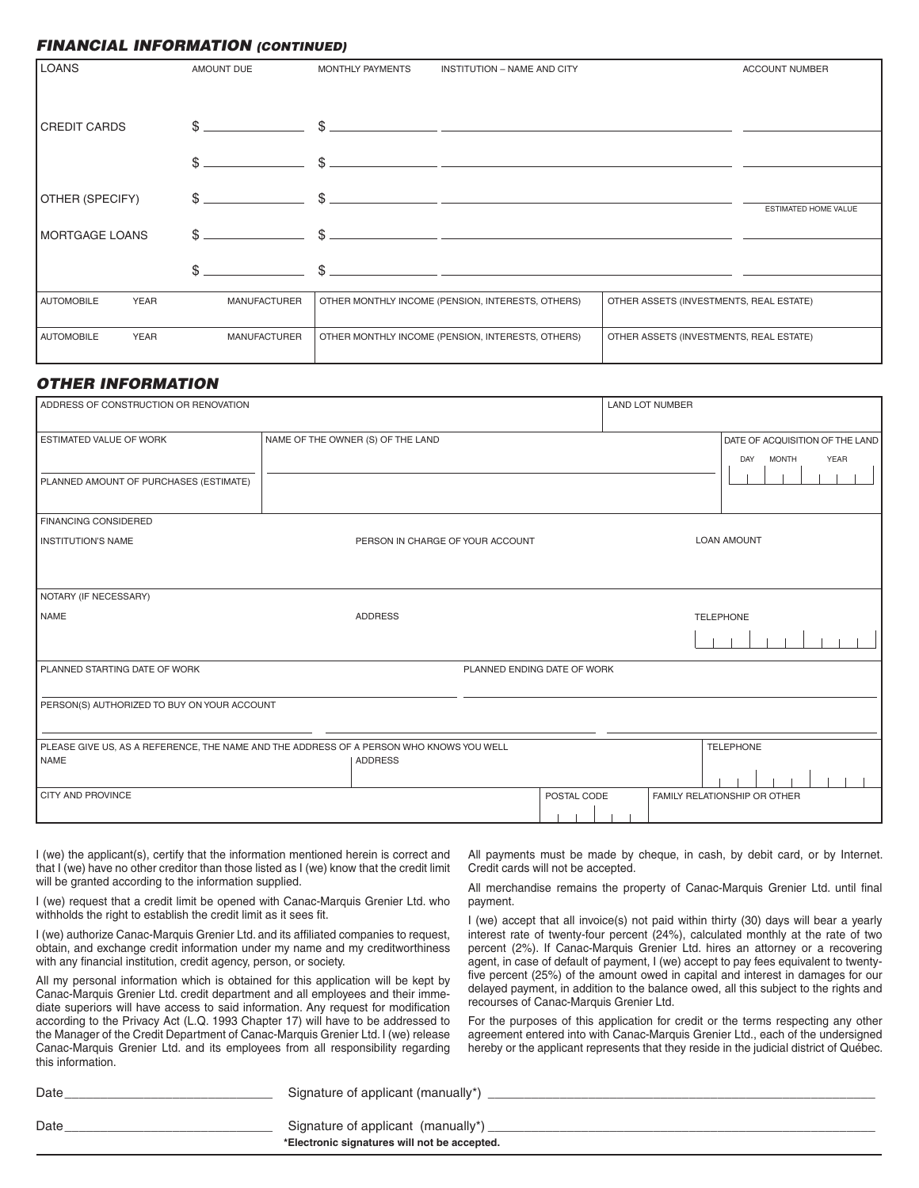### *FINANCIAL INFORMATION (CONTINUED)*

| LOANS | AMOUNT DUE | MONTHLY PAYMENTS | INSTITUTION – NAME AND CITY | ACCOUNT NUMBER |
|---|---|---|---|---|
| CREDIT CARDS | $ | $ | | |
| | $ | $ | | |
| OTHER (SPECIFY) | $ | $ | | ESTIMATED HOME VALUE |
| MORTGAGE LOANS | $ | $ | | |
| | $ | $ | | |

| AUTOMOBILE | YEAR | MANUFACTURER | OTHER MONTHLY INCOME (PENSION, INTERESTS, OTHERS) | OTHER ASSETS (INVESTMENTS, REAL ESTATE) |
|---|---|---|---|---|
| AUTOMOBILE | YEAR | MANUFACTURER | OTHER MONTHLY INCOME (PENSION, INTERESTS, OTHERS) | OTHER ASSETS (INVESTMENTS, REAL ESTATE) |

### *OTHER INFORMATION*

| | |
|---|---|
| ADDRESS OF CONSTRUCTION OR RENOVATION | LAND LOT NUMBER |

| | | |
|---|---|---|
| ESTIMATED VALUE OF WORK | NAME OF THE OWNER (S) OF THE LAND | DATE OF ACQUISITION OF THE LAND (DAY / MONTH / YEAR) |
| PLANNED AMOUNT OF PURCHASES (ESTIMATE) | | |

FINANCING CONSIDERED

| INSTITUTION'S NAME | PERSON IN CHARGE OF YOUR ACCOUNT | LOAN AMOUNT |
|---|---|---|
| | | |

NOTARY (IF NECESSARY)

| NAME | ADDRESS | TELEPHONE |
|---|---|---|
| | | |

| PLANNED STARTING DATE OF WORK | PLANNED ENDING DATE OF WORK |
|---|---|
| | |

PERSON(S) AUTHORIZED TO BUY ON YOUR ACCOUNT

PLEASE GIVE US, AS A REFERENCE, THE NAME AND THE ADDRESS OF A PERSON WHO KNOWS YOU WELL

| NAME | ADDRESS | | TELEPHONE |
|---|---|---|---|
| CITY AND PROVINCE | | POSTAL CODE | FAMILY RELATIONSHIP OR OTHER |

I (we) the applicant(s), certify that the information mentioned herein is correct and that I (we) have no other creditor than those listed as I (we) know that the credit limit will be granted according to the information supplied.

I (we) request that a credit limit be opened with Canac-Marquis Grenier Ltd. who withholds the right to establish the credit limit as it sees fit.

I (we) authorize Canac-Marquis Grenier Ltd. and its affiliated companies to request, obtain, and exchange credit information under my name and my creditworthiness with any financial institution, credit agency, person, or society.

All my personal information which is obtained for this application will be kept by Canac-Marquis Grenier Ltd. credit department and all employees and their immediate superiors will have access to said information. Any request for modification according to the Privacy Act (L.Q. 1993 Chapter 17) will have to be addressed to the Manager of the Credit Department of Canac-Marquis Grenier Ltd. I (we) release Canac-Marquis Grenier Ltd. and its employees from all responsibility regarding this information.

All payments must be made by cheque, in cash, by debit card, or by Internet. Credit cards will not be accepted.

All merchandise remains the property of Canac-Marquis Grenier Ltd. until final payment.

I (we) accept that all invoice(s) not paid within thirty (30) days will bear a yearly interest rate of twenty-four percent (24%), calculated monthly at the rate of two percent (2%). If Canac-Marquis Grenier Ltd. hires an attorney or a recovering agent, in case of default of payment, I (we) accept to pay fees equivalent to twenty-five percent (25%) of the amount owed in capital and interest in damages for our delayed payment, in addition to the balance owed, all this subject to the rights and recourses of Canac-Marquis Grenier Ltd.

For the purposes of this application for credit or the terms respecting any other agreement entered into with Canac-Marquis Grenier Ltd., each of the undersigned hereby or the applicant represents that they reside in the judicial district of Québec.

Date ____________________ Signature of applicant (manually*) ____________________

Date ____________________ Signature of applicant (manually*) ____________________

**\*Electronic signatures will not be accepted.**